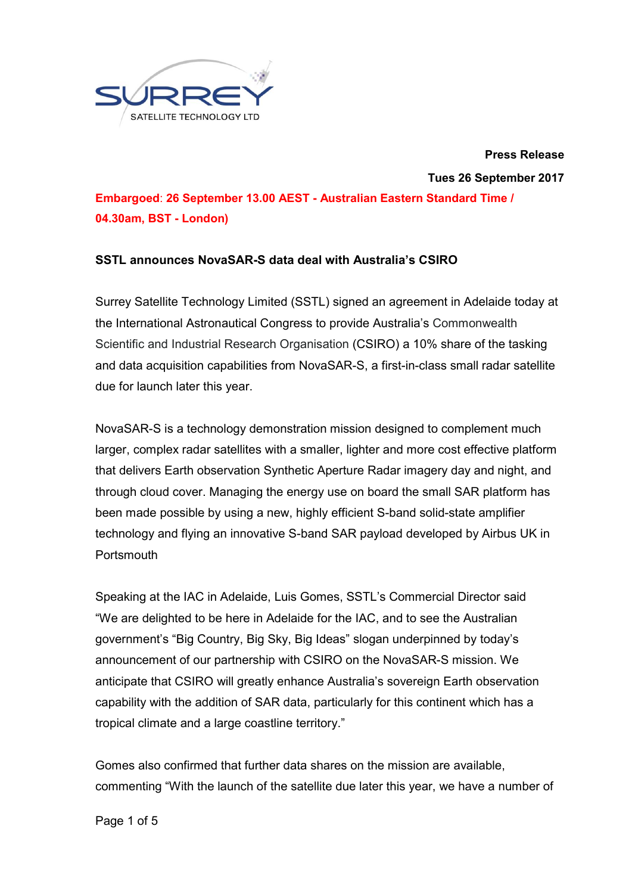**Press Release**

**Tues 26 September 2017**

**Embargoed: 26 September 13.00 AEST - Australian Eastern Standard Time / 04.30am, BST - London)**

**SSTL announces NovaSAR-S data deal with Australia's CSIRO**

Surrey Satellite Technology Limited (SSTL) signed an agreement in Adelaide today at the International Astronautical Congress to provide Australia's Commonwealth Scientific and Industrial Research Organisation (CSIRO) a 10% share of the tasking and data acquisition capabilities from NovaSAR-S, a first-in-class small radar satellite due for launch later this year.

NovaSAR-S is a technology demonstration mission designed to complement much larger, complex radar satellites with a smaller, lighter and more cost effective platform that delivers Earth observation Synthetic Aperture Radar imagery day and night, and through cloud cover. Managing the energy use on board the small SAR platform has been made possible by using a new, highly efficient S-band solid-state amplifier technology and flying an innovative S-band SAR payload developed by Airbus UK in Portsmouth

Speaking at the IAC in Adelaide, Luis Gomes, SSTL's Commercial Director said "We are delighted to be here in Adelaide for the IAC, and to see the Australian government's "Big Country, Big Sky, Big Ideas" slogan underpinned by today's announcement of our partnership with CSIRO on the NovaSAR-S mission. We anticipate that CSIRO will greatly enhance Australia's sovereign Earth observation capability with the addition of SAR data, particularly for this continent which has a tropical climate and a large coastline territory."

Gomes also confirmed that further data shares on the mission are available, commenting "With the launch of the satellite due later this year, we have a number of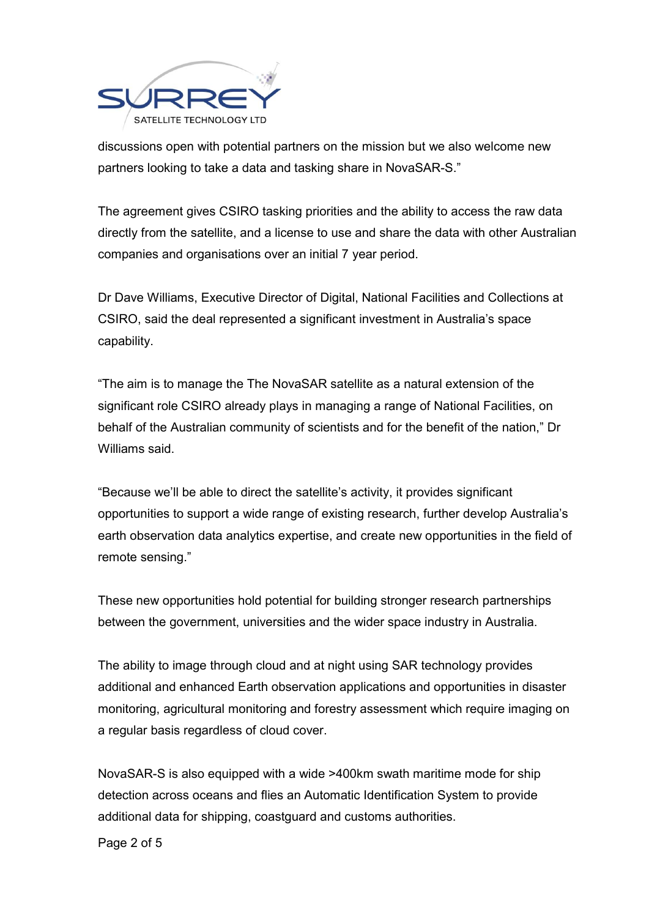discussions open with potential partners on the mission but we also welcome new partners looking to take a data and tasking share in NovaSAR-S."

The agreement gives CSIRO tasking priorities and the ability to access the raw data directly from the satellite, and a license to use and share the data with other Australian companies and organisations over an initial 7 year period.

Dr Dave Williams, Executive Director of Digital, National Facilities and Collections at CSIRO, said the deal represented a significant investment in Australia's space capability.

"The aim is to manage the The NovaSAR satellite as a natural extension of the significant role CSIRO already plays in managing a range of National Facilities, on behalf of the Australian community of scientists and for the benefit of the nation," Dr Williams said.

"Because we'll be able to direct the satellite's activity, it provides significant opportunities to support a wide range of existing research, further develop Australia's earth observation data analytics expertise, and create new opportunities in the field of remote sensing."

These new opportunities hold potential for building stronger research partnerships between the government, universities and the wider space industry in Australia.

The ability to image through cloud and at night using SAR technology provides additional and enhanced Earth observation applications and opportunities in disaster monitoring, agricultural monitoring and forestry assessment which require imaging on a regular basis regardless of cloud cover.

NovaSAR-S is also equipped with a wide >400km swath maritime mode for ship detection across oceans and flies an Automatic Identification System to provide additional data for shipping, coastguard and customs authorities.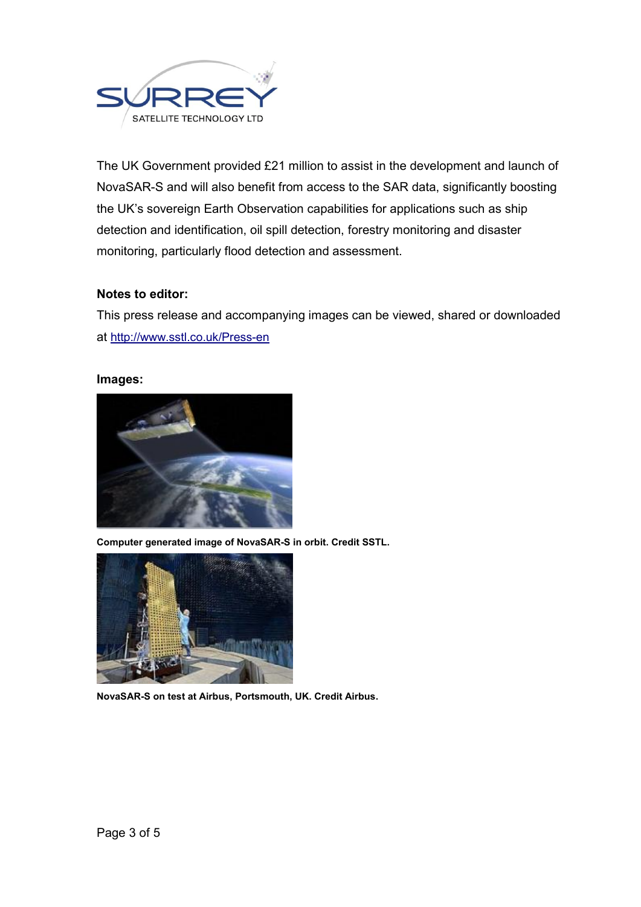The UK Government provided £21 million to assist in the development and launch of NovaSAR-S and will also benefit from access to the SAR data, significantly boosting the UK's sovereign Earth Observation capabilities for applications such as ship detection and identification, oil spill detection, forestry monitoring and disaster monitoring, particularly flood detection and assessment.

**Notes to editor:**

This press release and accompanying images can be viewed, shared or downloaded at http://www.sstl.co.uk/Press-en

**Images:**

**Computer generated image of NovaSAR-S in orbit. Credit SSTL.**

**NovaSAR-S on test at Airbus, Portsmouth, UK. Credit Airbus.**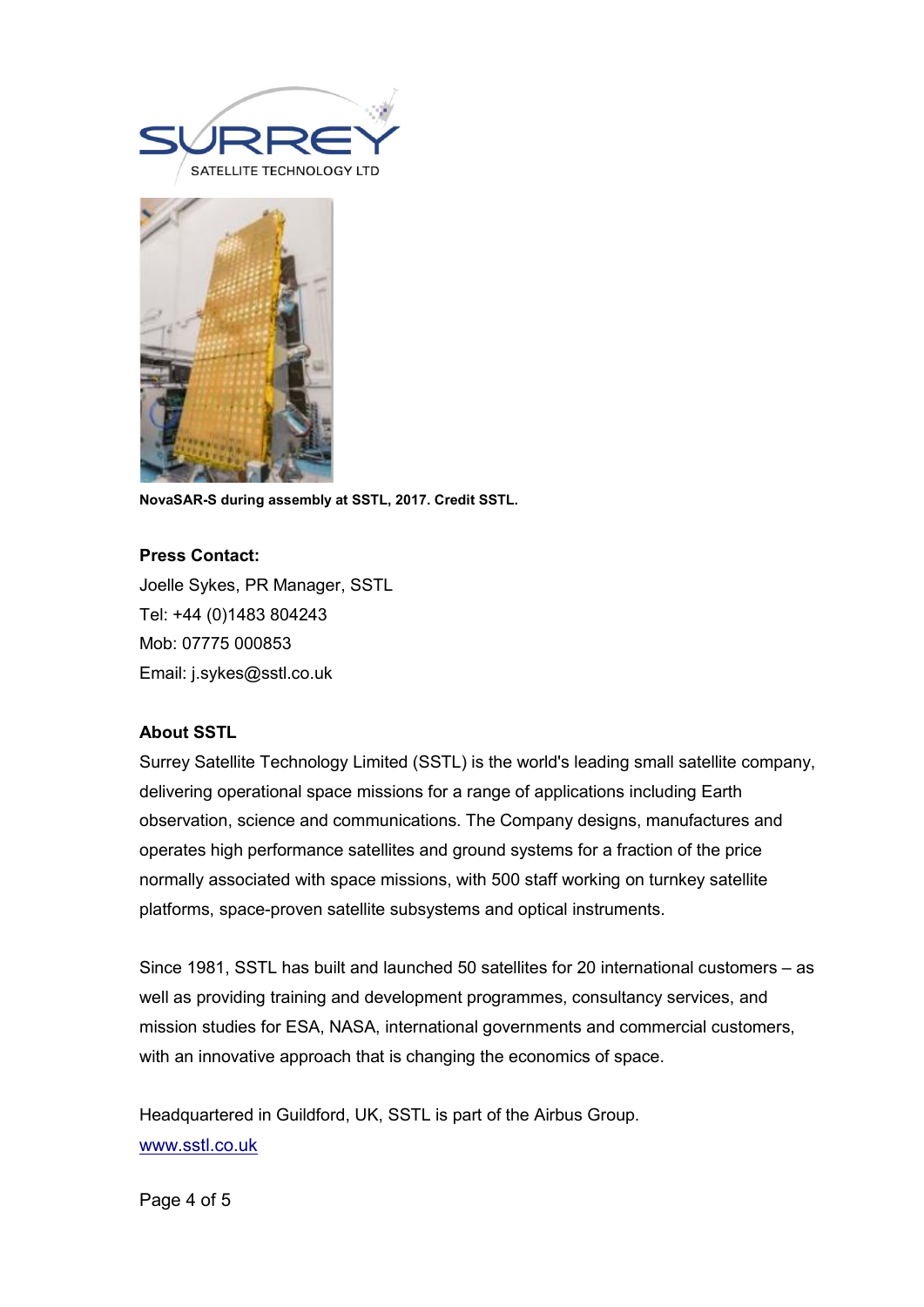NovaSAR-S during assembly at SSTL, 2017. Credit SSTL.

**Press Contact:**

Joelle Sykes, PR Manager, SSTL
Tel: +44 (0)1483 804243
Mob: 07775 000853
Email: j.sykes@sstl.co.uk

**About SSTL**

Surrey Satellite Technology Limited (SSTL) is the world's leading small satellite company, delivering operational space missions for a range of applications including Earth observation, science and communications. The Company designs, manufactures and operates high performance satellites and ground systems for a fraction of the price normally associated with space missions, with 500 staff working on turnkey satellite platforms, space-proven satellite subsystems and optical instruments.

Since 1981, SSTL has built and launched 50 satellites for 20 international customers – as well as providing training and development programmes, consultancy services, and mission studies for ESA, NASA, international governments and commercial customers, with an innovative approach that is changing the economics of space.

Headquartered in Guildford, UK, SSTL is part of the Airbus Group.
www.sstl.co.uk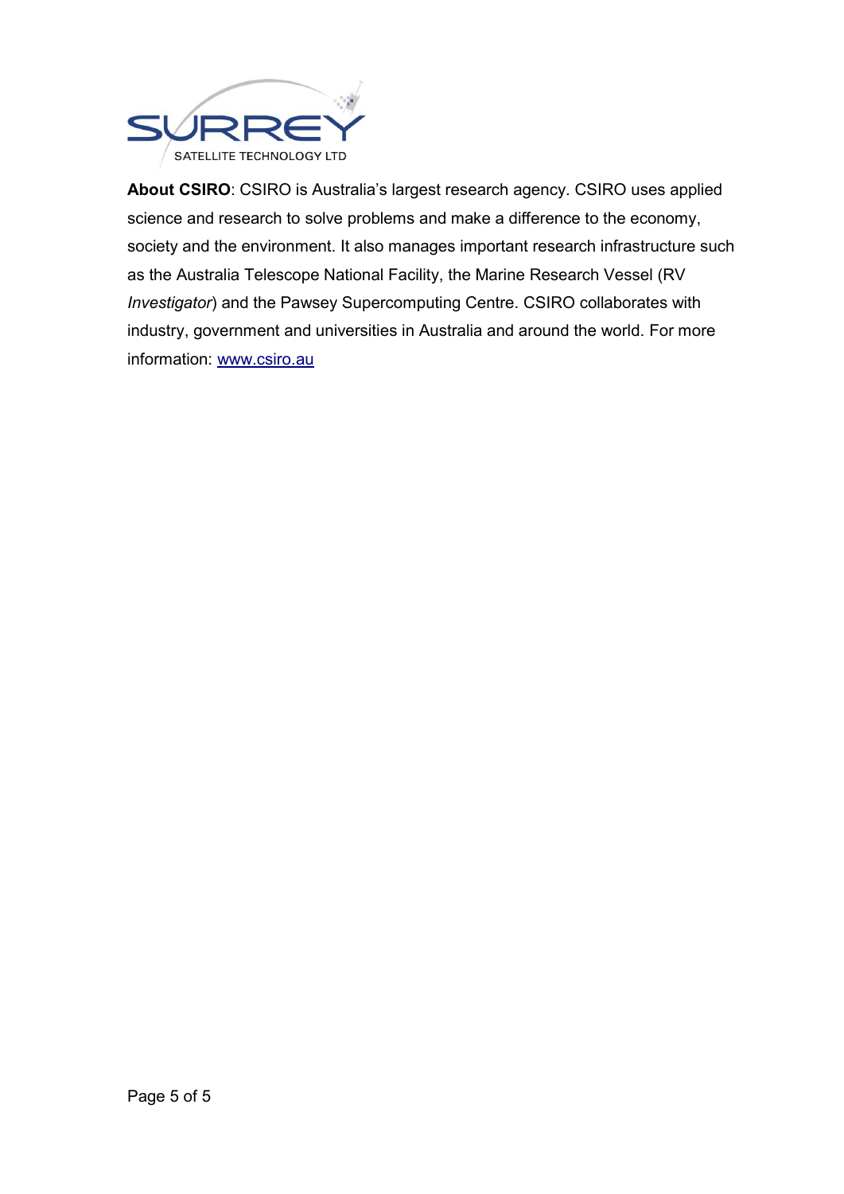**About CSIRO**: CSIRO is Australia's largest research agency. CSIRO uses applied science and research to solve problems and make a difference to the economy, society and the environment. It also manages important research infrastructure such as the Australia Telescope National Facility, the Marine Research Vessel (RV *Investigator*) and the Pawsey Supercomputing Centre. CSIRO collaborates with industry, government and universities in Australia and around the world. For more information: [www.csiro.au](http://www.csiro.au)